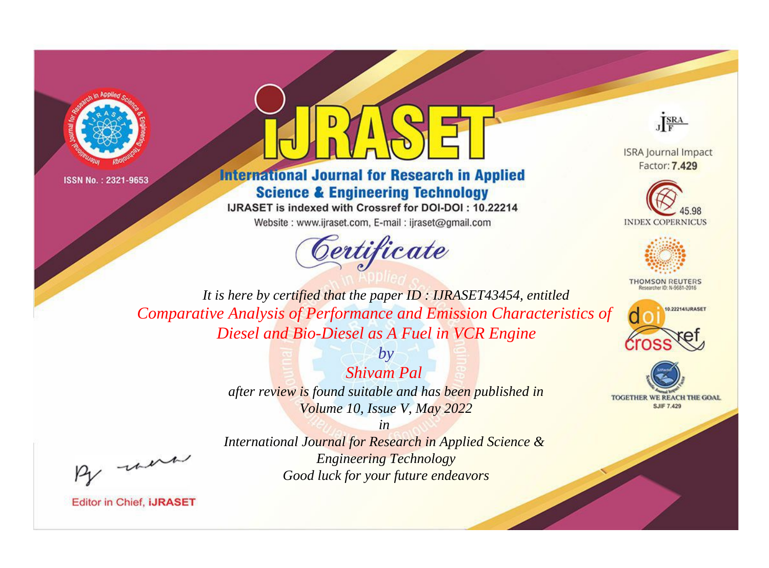ISSN No. : 2321-9653

# iJRASET

## International Journal for Research in Applied Science & Engineering Technology

IJRASET is indexed with Crossref for DOI-DOI : 10.22214

Website : www.ijraset.com, E-mail : ijraset@gmail.com

ISRA Journal Impact Factor: **7.429**

45.98 INDEX COPERNICUS

THOMSON REUTERS Researcher ID: N-9681-2016

10.22214/IJRASET

TOGETHER WE REACH THE GOAL SJIF 7.429

# *Certificate*

*It is here by certified that the paper ID : IJRASET43454, entitled*

*Comparative Analysis of Performance and Emission Characteristics of Diesel and Bio-Diesel as A Fuel in VCR Engine*

*by*

*Shivam Pal*

*after review is found suitable and has been published in*

*Volume 10, Issue V, May 2022*

*in*

*International Journal for Research in Applied Science & Engineering Technology*

*Good luck for your future endeavors*

Editor in Chief, **iJRASET**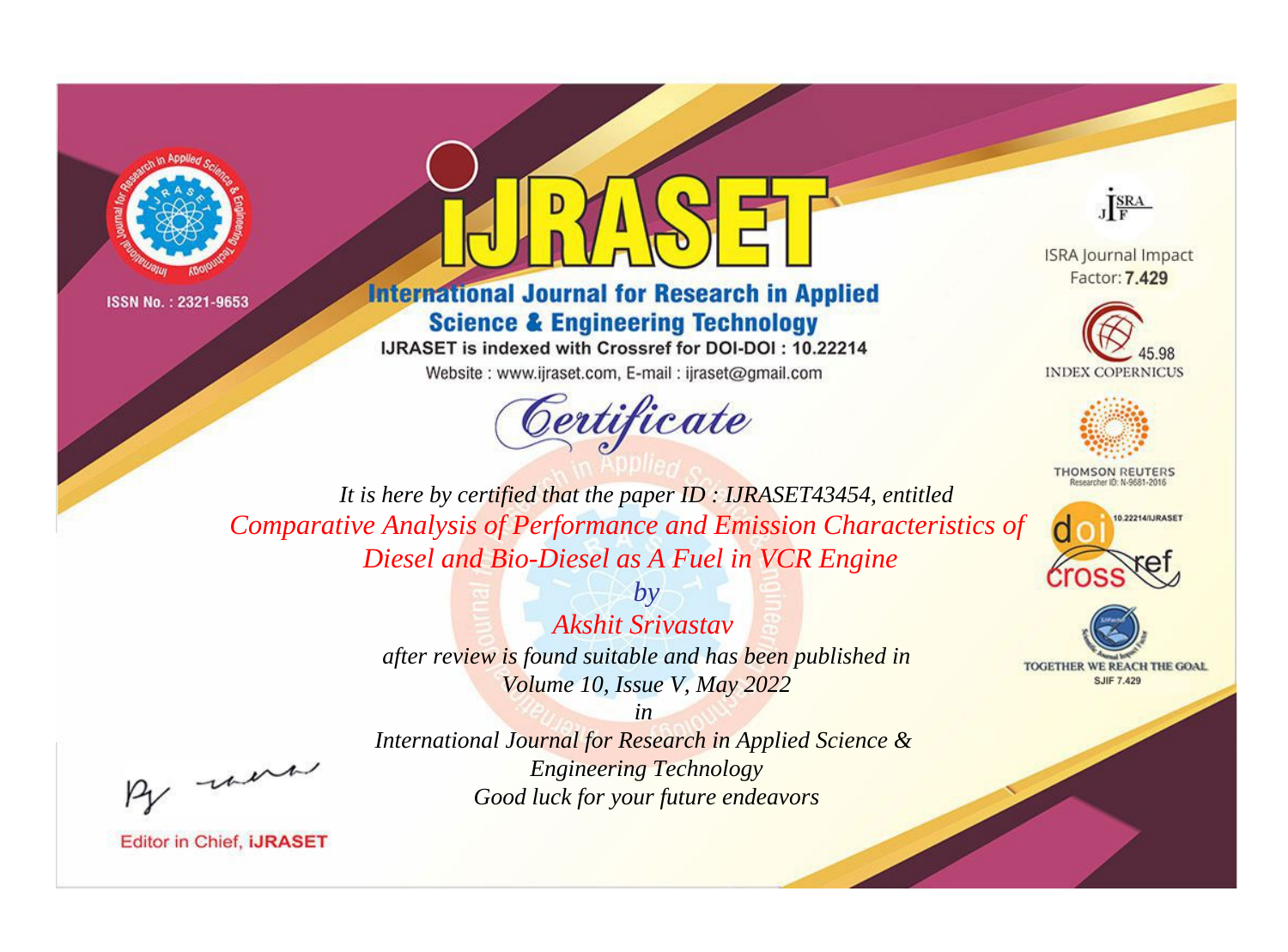ISSN No. : 2321-9653

# iJRASET

## International Journal for Research in Applied Science & Engineering Technology

IJRASET is indexed with Crossref for DOI-DOI : 10.22214

Website : www.ijraset.com, E-mail : ijraset@gmail.com

*Certificate*

*It is here by certified that the paper ID : IJRASET43454, entitled*

*Comparative Analysis of Performance and Emission Characteristics of Diesel and Bio-Diesel as A Fuel in VCR Engine*

*by*

*Akshit Srivastav*

*after review is found suitable and has been published in*

*Volume 10, Issue V, May 2022*

*in*

*International Journal for Research in Applied Science & Engineering Technology*

*Good luck for your future endeavors*

ISRA Journal Impact Factor: **7.429**

45.98 INDEX COPERNICUS

THOMSON REUTERS Researcher ID: N-9681-2016

10.22214/IJRASET

TOGETHER WE REACH THE GOAL SJIF 7.429

Editor in Chief, iJRASET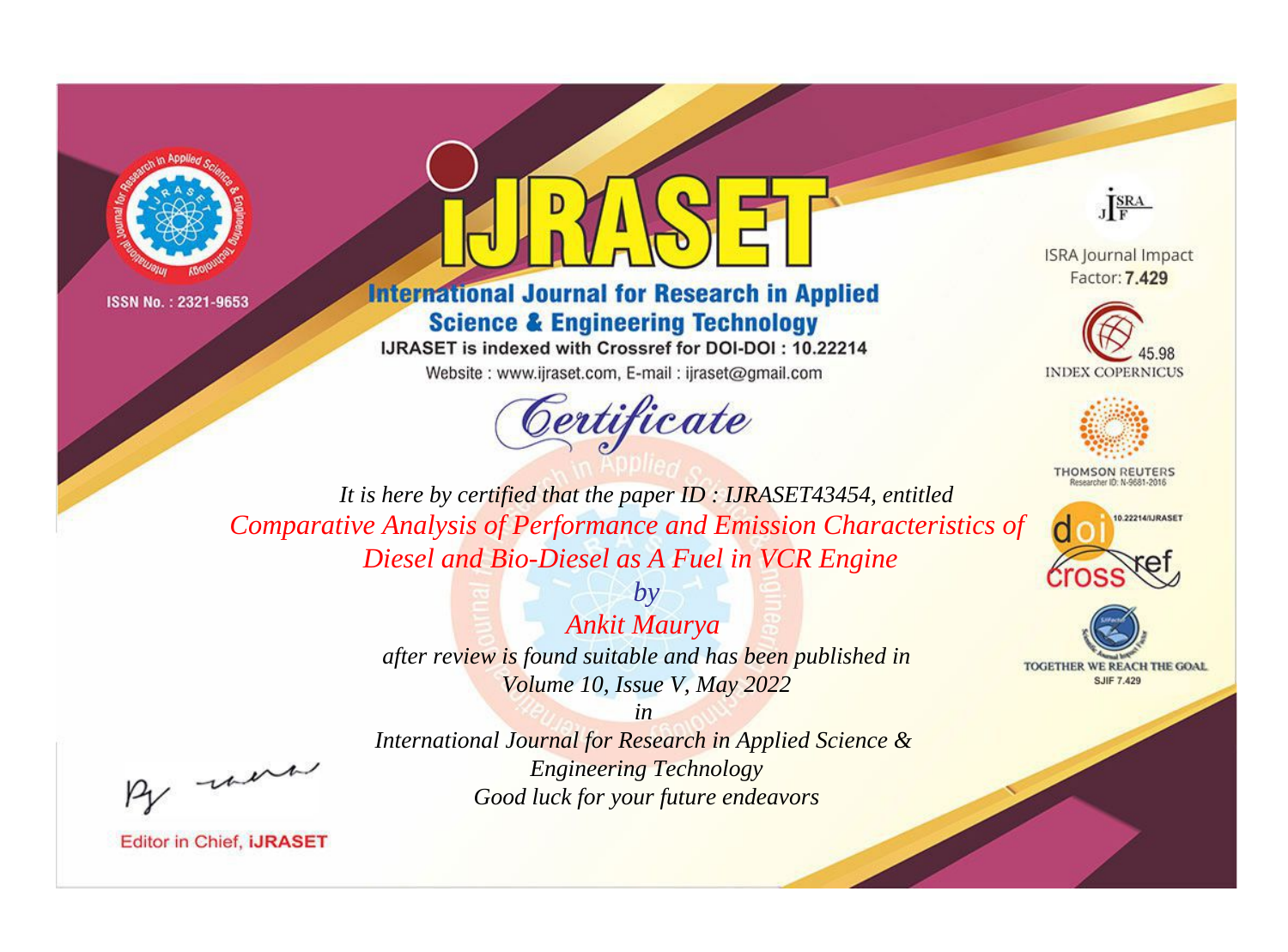ISSN No. : 2321-9653

# IJRASET

## International Journal for Research in Applied Science & Engineering Technology

IJRASET is indexed with Crossref for DOI-DOI : 10.22214

Website : www.ijraset.com, E-mail : ijraset@gmail.com

ISRA Journal Impact Factor: **7.429**

45.98 INDEX COPERNICUS

THOMSON REUTERS Researcher ID: N-9681-2016

10.22214/IJRASET

TOGETHER WE REACH THE GOAL SJIF 7.429

*Certificate*

*It is here by certified that the paper ID : IJRASET43454, entitled*

*Comparative Analysis of Performance and Emission Characteristics of Diesel and Bio-Diesel as A Fuel in VCR Engine*

*by*

*Ankit Maurya*

*after review is found suitable and has been published in*

*Volume 10, Issue V, May 2022*

*in*

*International Journal for Research in Applied Science & Engineering Technology*

*Good luck for your future endeavors*

Editor in Chief, **iJRASET**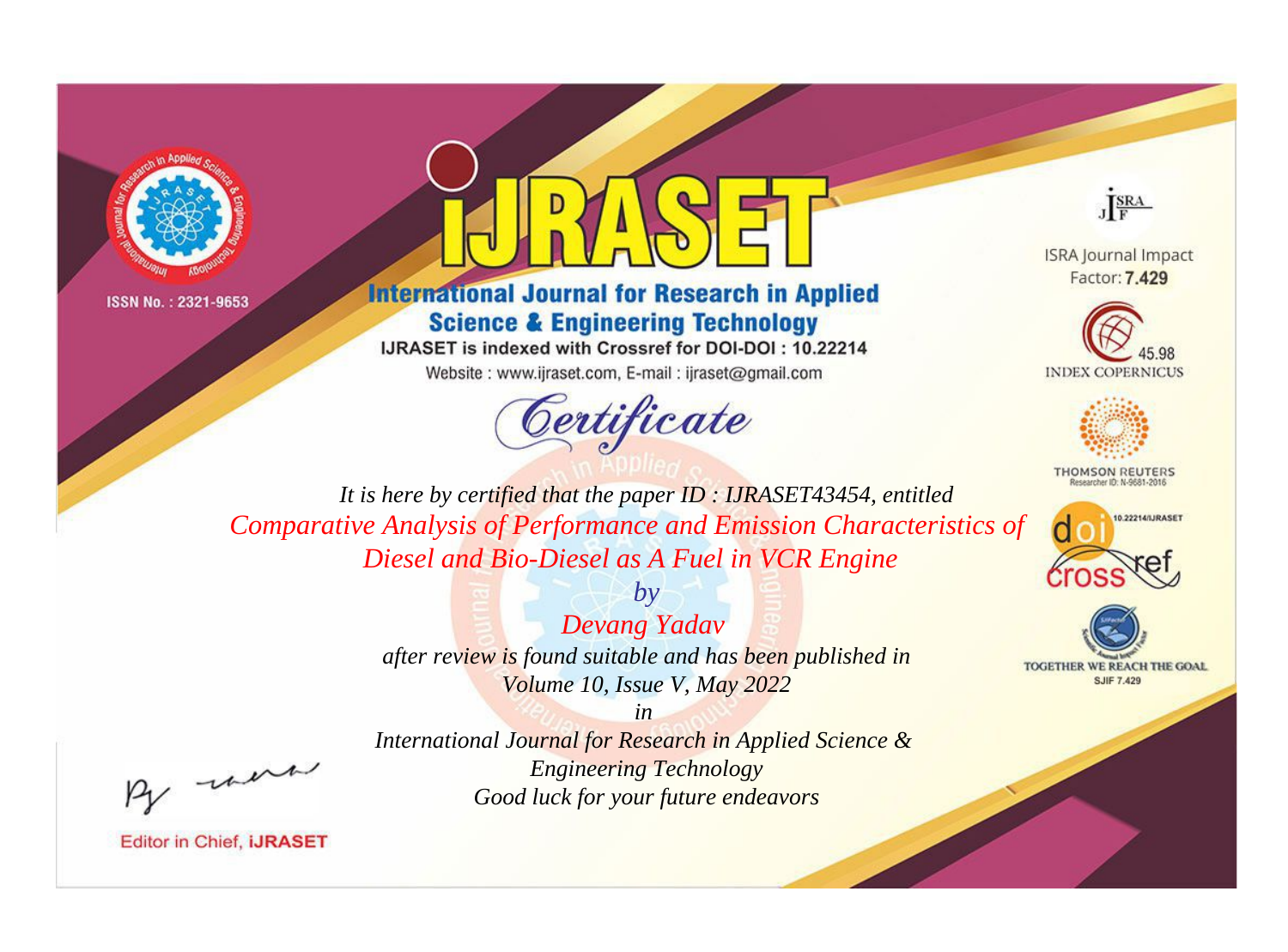ISSN No. : 2321-9653

# iJRASET

## International Journal for Research in Applied Science & Engineering Technology

IJRASET is indexed with Crossref for DOI-DOI : 10.22214

Website : www.ijraset.com, E-mail : ijraset@gmail.com

*Certificate*

*It is here by certified that the paper ID : IJRASET43454, entitled*

*Comparative Analysis of Performance and Emission Characteristics of Diesel and Bio-Diesel as A Fuel in VCR Engine*

*by*

*Devang Yadav*

*after review is found suitable and has been published in*

*Volume 10, Issue V, May 2022*

*in*

*International Journal for Research in Applied Science & Engineering Technology*

*Good luck for your future endeavors*

ISRA Journal Impact Factor: **7.429**

45.98 INDEX COPERNICUS

THOMSON REUTERS Researcher ID: N-9681-2016

10.22214/IJRASET

TOGETHER WE REACH THE GOAL SJIF 7.429

Editor in Chief, **iJRASET**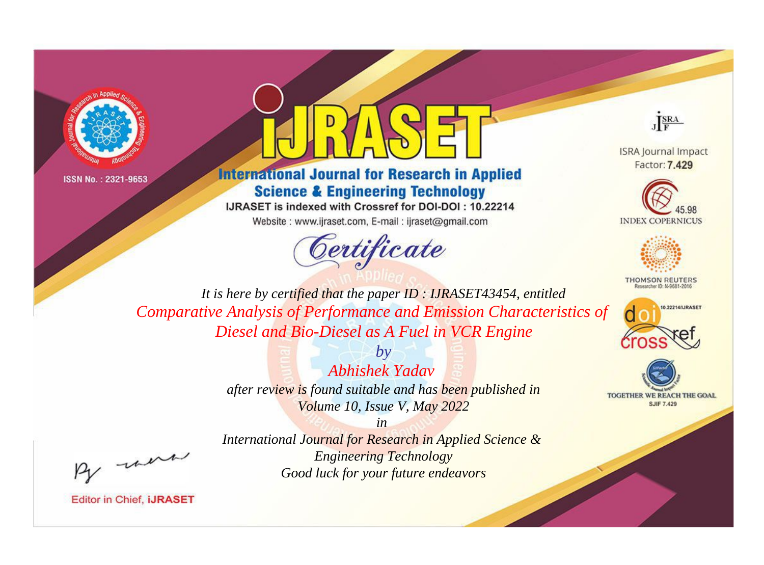ISSN No. : 2321-9653

# iJRASET

## International Journal for Research in Applied Science & Engineering Technology

IJRASET is indexed with Crossref for DOI-DOI : 10.22214

Website : www.ijraset.com, E-mail : ijraset@gmail.com

ISRA Journal Impact Factor: **7.429**

45.98 INDEX COPERNICUS

THOMSON REUTERS Researcher ID: N-9681-2016

10.22214/IJRASET

TOGETHER WE REACH THE GOAL SJIF 7.429

*Certificate*

*It is here by certified that the paper ID : IJRASET43454, entitled*

*Comparative Analysis of Performance and Emission Characteristics of Diesel and Bio-Diesel as A Fuel in VCR Engine*

*by*

*Abhishek Yadav*

*after review is found suitable and has been published in*

*Volume 10, Issue V, May 2022*

*in*

*International Journal for Research in Applied Science & Engineering Technology*

*Good luck for your future endeavors*

Editor in Chief, **iJRASET**